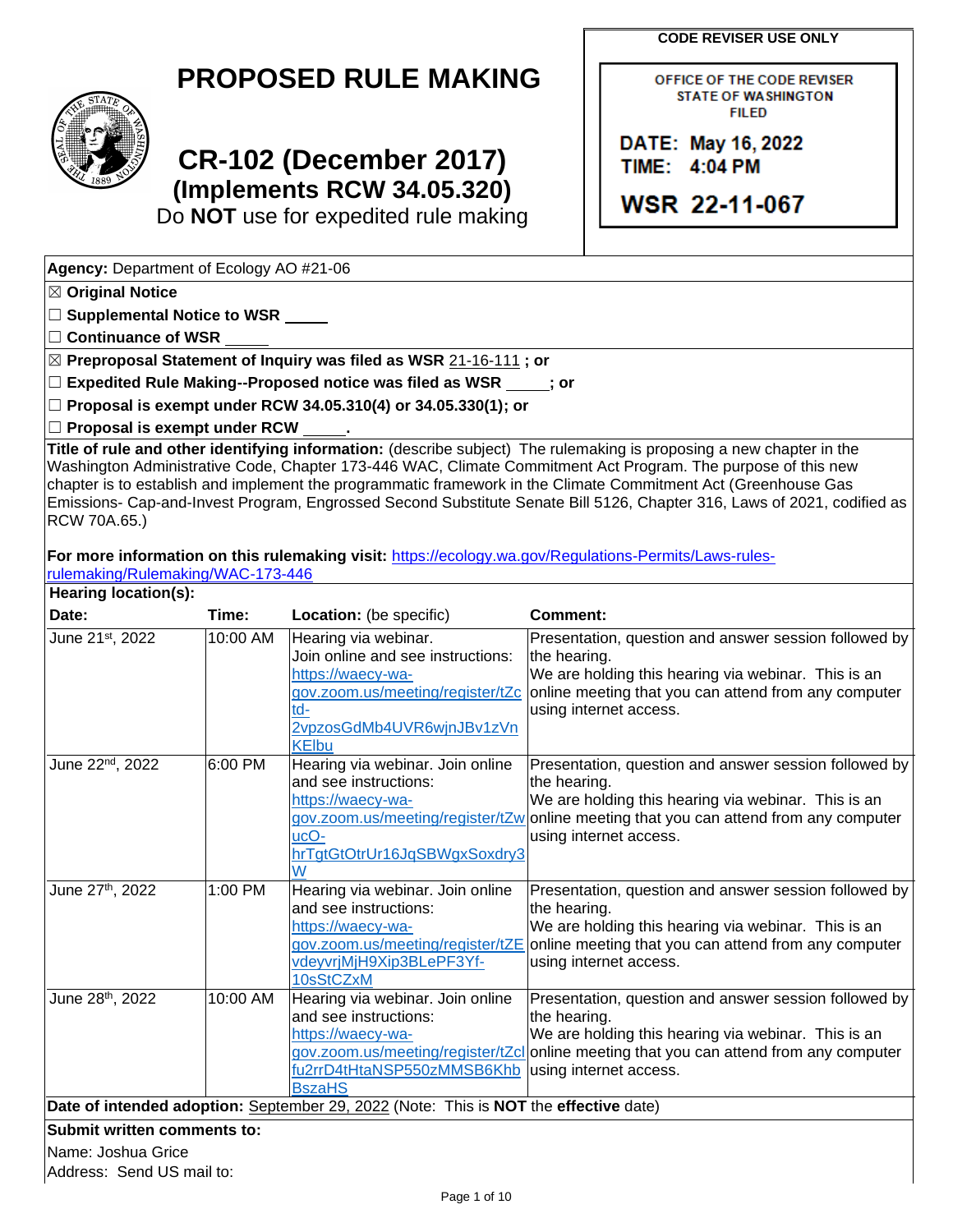# PROPOSED RULE MAKING

## CR-102 (December 2017)
### (Implements RCW 34.05.320)

Do **NOT** use for expedited rule making

**CODE REVISER USE ONLY**

OFFICE OF THE CODE REVISER
STATE OF WASHINGTON
FILED

DATE: May 16, 2022
TIME: 4:04 PM

WSR 22-11-067

**Agency:** Department of Ecology AO #21-06

☒ **Original Notice**

☐ **Supplemental Notice to WSR** _____

☐ **Continuance of WSR** _____

☒ **Preproposal Statement of Inquiry was filed as WSR** 21-16-111 **; or**

☐ **Expedited Rule Making--Proposed notice was filed as WSR** _____**; or**

☐ **Proposal is exempt under RCW 34.05.310(4) or 34.05.330(1); or**

☐ **Proposal is exempt under RCW** _____**.**

**Title of rule and other identifying information:** (describe subject) The rulemaking is proposing a new chapter in the Washington Administrative Code, Chapter 173-446 WAC, Climate Commitment Act Program. The purpose of this new chapter is to establish and implement the programmatic framework in the Climate Commitment Act (Greenhouse Gas Emissions- Cap-and-Invest Program, Engrossed Second Substitute Senate Bill 5126, Chapter 316, Laws of 2021, codified as RCW 70A.65.)

**For more information on this rulemaking visit:** https://ecology.wa.gov/Regulations-Permits/Laws-rules-rulemaking/Rulemaking/WAC-173-446

**Hearing location(s):**

| Date: | Time: | Location: (be specific) | Comment: |
|---|---|---|---|
| June 21st, 2022 | 10:00 AM | Hearing via webinar. Join online and see instructions: https://waecy-wa-gov.zoom.us/meeting/register/tZctd-2vpzosGdMb4UVR6wjnJBv1zVnKElbu | Presentation, question and answer session followed by the hearing. We are holding this hearing via webinar. This is an online meeting that you can attend from any computer using internet access. |
| June 22nd, 2022 | 6:00 PM | Hearing via webinar. Join online and see instructions: https://waecy-wa-gov.zoom.us/meeting/register/tZwucO-hrTgtGtOtrUr16JqSBWgxSoxdry3W | Presentation, question and answer session followed by the hearing. We are holding this hearing via webinar. This is an online meeting that you can attend from any computer using internet access. |
| June 27th, 2022 | 1:00 PM | Hearing via webinar. Join online and see instructions: https://waecy-wa-gov.zoom.us/meeting/register/tZEvdeyvrjMjH9Xip3BLePF3Yf-10sStCZxM | Presentation, question and answer session followed by the hearing. We are holding this hearing via webinar. This is an online meeting that you can attend from any computer using internet access. |
| June 28th, 2022 | 10:00 AM | Hearing via webinar. Join online and see instructions: https://waecy-wa-gov.zoom.us/meeting/register/tZclfu2rrD4tHtaNSP550zMMSB6KhbBszaHS | Presentation, question and answer session followed by the hearing. We are holding this hearing via webinar. This is an online meeting that you can attend from any computer using internet access. |

**Date of intended adoption:** September 29, 2022 (Note: This is **NOT** the **effective** date)

**Submit written comments to:**

Name: Joshua Grice

Address: Send US mail to: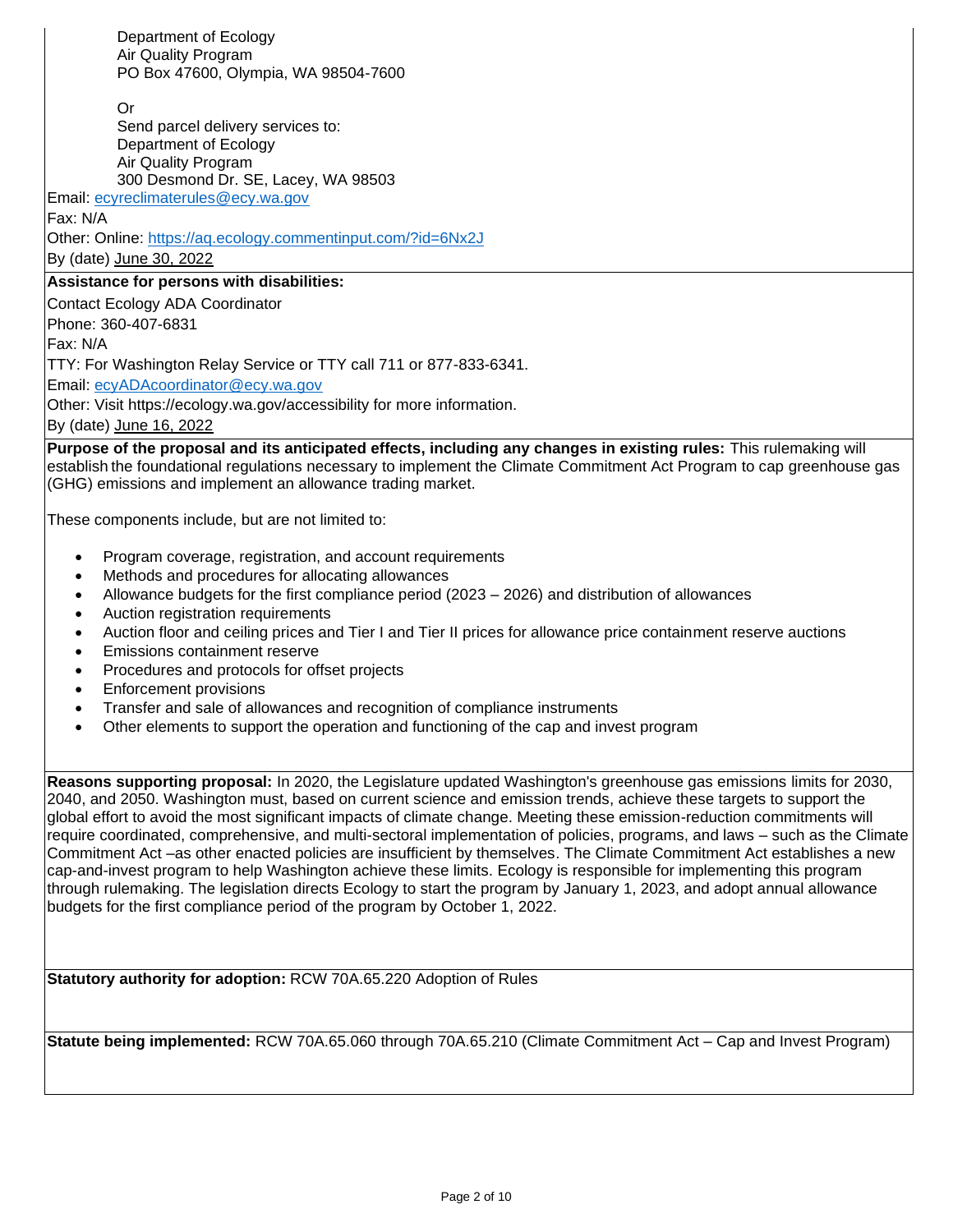Department of Ecology
Air Quality Program
PO Box 47600, Olympia, WA 98504-7600

Or
Send parcel delivery services to:
Department of Ecology
Air Quality Program
300 Desmond Dr. SE, Lacey, WA 98503

Email: ecyreclimaterules@ecy.wa.gov
Fax: N/A
Other: Online: https://aq.ecology.commentinput.com/?id=6Nx2J
By (date) June 30, 2022

**Assistance for persons with disabilities:**

Contact Ecology ADA Coordinator
Phone: 360-407-6831
Fax: N/A
TTY: For Washington Relay Service or TTY call 711 or 877-833-6341.
Email: ecyADAcoordinator@ecy.wa.gov
Other: Visit https://ecology.wa.gov/accessibility for more information.
By (date) June 16, 2022

**Purpose of the proposal and its anticipated effects, including any changes in existing rules:** This rulemaking will establish the foundational regulations necessary to implement the Climate Commitment Act Program to cap greenhouse gas (GHG) emissions and implement an allowance trading market.

These components include, but are not limited to:

- Program coverage, registration, and account requirements
- Methods and procedures for allocating allowances
- Allowance budgets for the first compliance period (2023 – 2026) and distribution of allowances
- Auction registration requirements
- Auction floor and ceiling prices and Tier I and Tier II prices for allowance price containment reserve auctions
- Emissions containment reserve
- Procedures and protocols for offset projects
- Enforcement provisions
- Transfer and sale of allowances and recognition of compliance instruments
- Other elements to support the operation and functioning of the cap and invest program

**Reasons supporting proposal:** In 2020, the Legislature updated Washington's greenhouse gas emissions limits for 2030, 2040, and 2050. Washington must, based on current science and emission trends, achieve these targets to support the global effort to avoid the most significant impacts of climate change. Meeting these emission-reduction commitments will require coordinated, comprehensive, and multi-sectoral implementation of policies, programs, and laws – such as the Climate Commitment Act –as other enacted policies are insufficient by themselves. The Climate Commitment Act establishes a new cap-and-invest program to help Washington achieve these limits. Ecology is responsible for implementing this program through rulemaking. The legislation directs Ecology to start the program by January 1, 2023, and adopt annual allowance budgets for the first compliance period of the program by October 1, 2022.

**Statutory authority for adoption:** RCW 70A.65.220 Adoption of Rules

**Statute being implemented:** RCW 70A.65.060 through 70A.65.210 (Climate Commitment Act – Cap and Invest Program)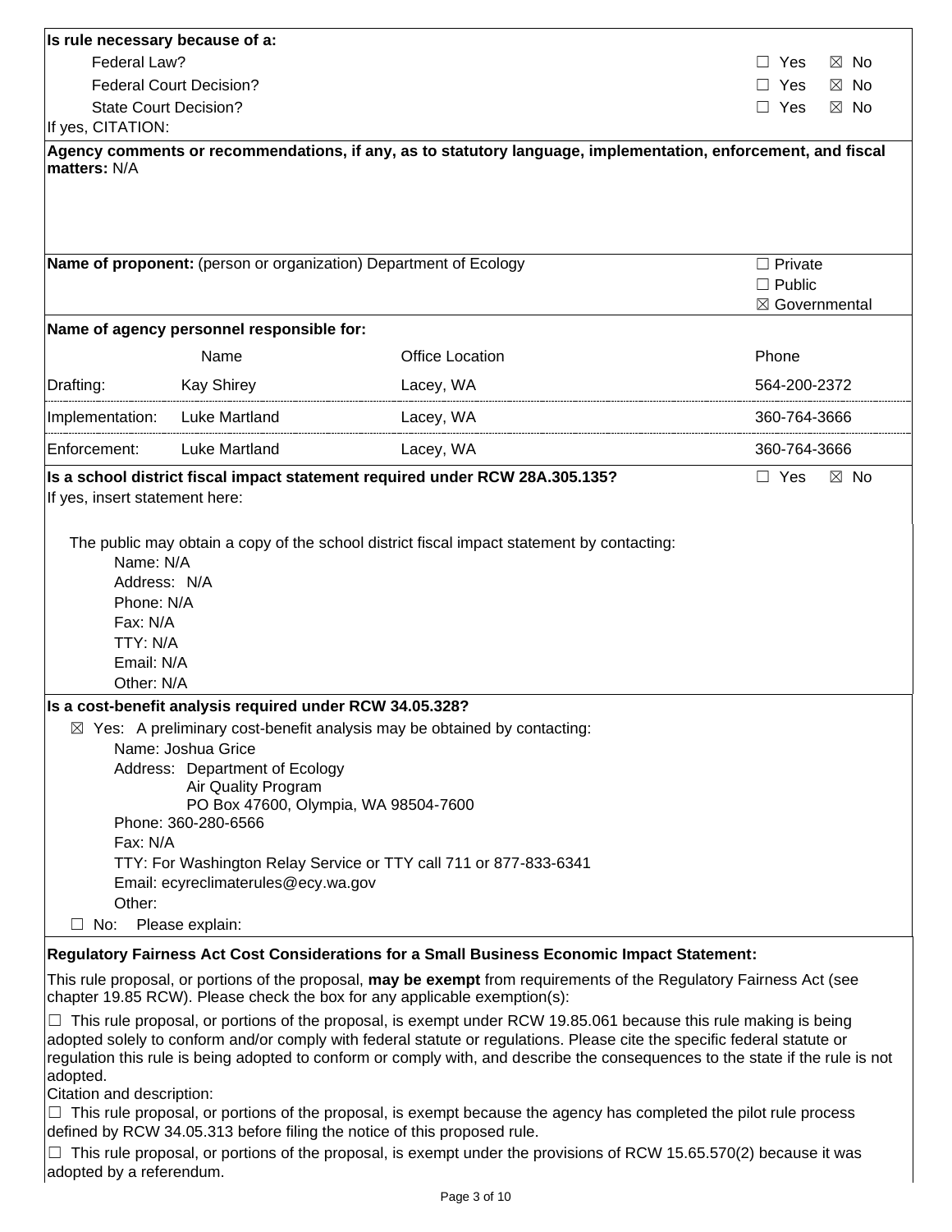**Is rule necessary because of a:**

| | |
|---|---|
| Federal Law? | ☐ Yes ☒ No |
| Federal Court Decision? | ☐ Yes ☒ No |
| State Court Decision? | ☐ Yes ☒ No |

If yes, CITATION:

**Agency comments or recommendations, if any, as to statutory language, implementation, enforcement, and fiscal matters:** N/A

**Name of proponent:** (person or organization) Department of Ecology

☐ Private
☐ Public
☒ Governmental

**Name of agency personnel responsible for:**

| | Name | Office Location | Phone |
|---|---|---|---|
| Drafting: | Kay Shirey | Lacey, WA | 564-200-2372 |
| Implementation: | Luke Martland | Lacey, WA | 360-764-3666 |
| Enforcement: | Luke Martland | Lacey, WA | 360-764-3666 |

**Is a school district fiscal impact statement required under RCW 28A.305.135?** ☐ Yes ☒ No

If yes, insert statement here:

The public may obtain a copy of the school district fiscal impact statement by contacting:

Name: N/A
Address: N/A
Phone: N/A
Fax: N/A
TTY: N/A
Email: N/A
Other: N/A

**Is a cost-benefit analysis required under RCW 34.05.328?**

☒ Yes: A preliminary cost-benefit analysis may be obtained by contacting:

Name: Joshua Grice
Address: Department of Ecology
Air Quality Program
PO Box 47600, Olympia, WA 98504-7600
Phone: 360-280-6566
Fax: N/A
TTY: For Washington Relay Service or TTY call 711 or 877-833-6341
Email: ecyreclimaterules@ecy.wa.gov
Other:

☐ No: Please explain:

**Regulatory Fairness Act Cost Considerations for a Small Business Economic Impact Statement:**

This rule proposal, or portions of the proposal, **may be exempt** from requirements of the Regulatory Fairness Act (see chapter 19.85 RCW). Please check the box for any applicable exemption(s):

☐ This rule proposal, or portions of the proposal, is exempt under RCW 19.85.061 because this rule making is being adopted solely to conform and/or comply with federal statute or regulations. Please cite the specific federal statute or regulation this rule is being adopted to conform or comply with, and describe the consequences to the state if the rule is not adopted.
Citation and description:

☐ This rule proposal, or portions of the proposal, is exempt because the agency has completed the pilot rule process defined by RCW 34.05.313 before filing the notice of this proposed rule.

☐ This rule proposal, or portions of the proposal, is exempt under the provisions of RCW 15.65.570(2) because it was adopted by a referendum.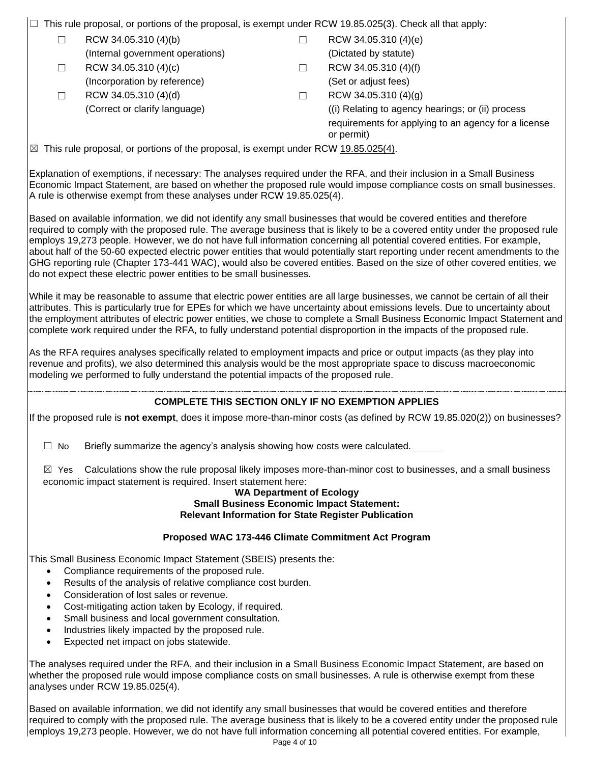☐ This rule proposal, or portions of the proposal, is exempt under RCW 19.85.025(3). Check all that apply:

| | | | |
|---|---|---|---|
| ☐ | RCW 34.05.310 (4)(b) (Internal government operations) | ☐ | RCW 34.05.310 (4)(e) (Dictated by statute) |
| ☐ | RCW 34.05.310 (4)(c) (Incorporation by reference) | ☐ | RCW 34.05.310 (4)(f) (Set or adjust fees) |
| ☐ | RCW 34.05.310 (4)(d) (Correct or clarify language) | ☐ | RCW 34.05.310 (4)(g) ((i) Relating to agency hearings; or (ii) process requirements for applying to an agency for a license or permit) |

☒ This rule proposal, or portions of the proposal, is exempt under RCW 19.85.025(4).

Explanation of exemptions, if necessary: The analyses required under the RFA, and their inclusion in a Small Business Economic Impact Statement, are based on whether the proposed rule would impose compliance costs on small businesses. A rule is otherwise exempt from these analyses under RCW 19.85.025(4).

Based on available information, we did not identify any small businesses that would be covered entities and therefore required to comply with the proposed rule. The average business that is likely to be a covered entity under the proposed rule employs 19,273 people. However, we do not have full information concerning all potential covered entities. For example, about half of the 50-60 expected electric power entities that would potentially start reporting under recent amendments to the GHG reporting rule (Chapter 173-441 WAC), would also be covered entities. Based on the size of other covered entities, we do not expect these electric power entities to be small businesses.

While it may be reasonable to assume that electric power entities are all large businesses, we cannot be certain of all their attributes. This is particularly true for EPEs for which we have uncertainty about emissions levels. Due to uncertainty about the employment attributes of electric power entities, we chose to complete a Small Business Economic Impact Statement and complete work required under the RFA, to fully understand potential disproportion in the impacts of the proposed rule.

As the RFA requires analyses specifically related to employment impacts and price or output impacts (as they play into revenue and profits), we also determined this analysis would be the most appropriate space to discuss macroeconomic modeling we performed to fully understand the potential impacts of the proposed rule.

**COMPLETE THIS SECTION ONLY IF NO EXEMPTION APPLIES**

If the proposed rule is **not exempt**, does it impose more-than-minor costs (as defined by RCW 19.85.020(2)) on businesses?

☐ No Briefly summarize the agency's analysis showing how costs were calculated. _____

☒ Yes Calculations show the rule proposal likely imposes more-than-minor cost to businesses, and a small business economic impact statement is required. Insert statement here:

**WA Department of Ecology**
**Small Business Economic Impact Statement:**
**Relevant Information for State Register Publication**

**Proposed WAC 173-446 Climate Commitment Act Program**

This Small Business Economic Impact Statement (SBEIS) presents the:

- Compliance requirements of the proposed rule.
- Results of the analysis of relative compliance cost burden.
- Consideration of lost sales or revenue.
- Cost-mitigating action taken by Ecology, if required.
- Small business and local government consultation.
- Industries likely impacted by the proposed rule.
- Expected net impact on jobs statewide.

The analyses required under the RFA, and their inclusion in a Small Business Economic Impact Statement, are based on whether the proposed rule would impose compliance costs on small businesses. A rule is otherwise exempt from these analyses under RCW 19.85.025(4).

Based on available information, we did not identify any small businesses that would be covered entities and therefore required to comply with the proposed rule. The average business that is likely to be a covered entity under the proposed rule employs 19,273 people. However, we do not have full information concerning all potential covered entities. For example,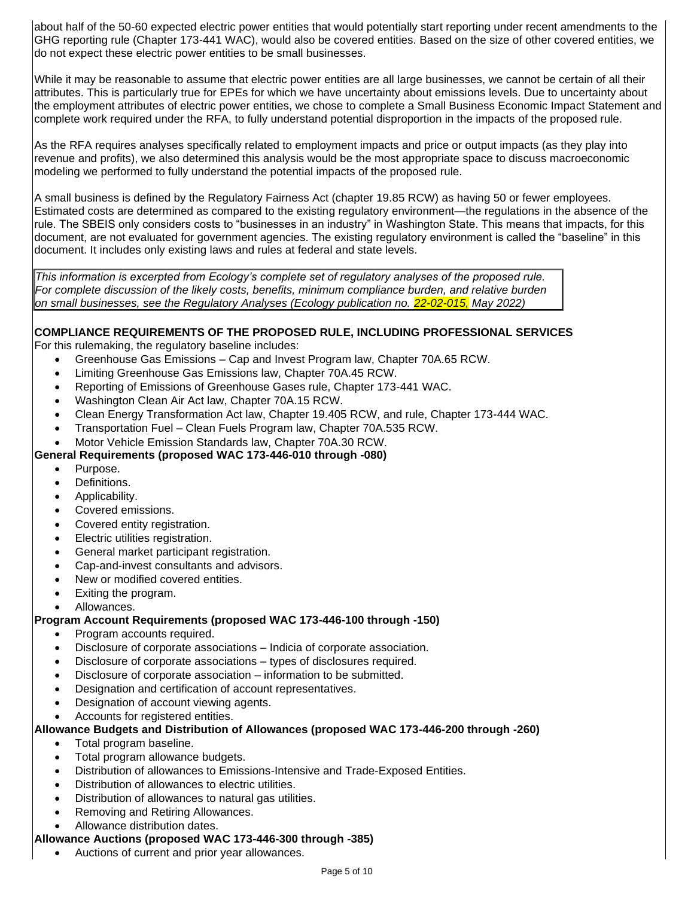about half of the 50-60 expected electric power entities that would potentially start reporting under recent amendments to the GHG reporting rule (Chapter 173-441 WAC), would also be covered entities. Based on the size of other covered entities, we do not expect these electric power entities to be small businesses.

While it may be reasonable to assume that electric power entities are all large businesses, we cannot be certain of all their attributes. This is particularly true for EPEs for which we have uncertainty about emissions levels. Due to uncertainty about the employment attributes of electric power entities, we chose to complete a Small Business Economic Impact Statement and complete work required under the RFA, to fully understand potential disproportion in the impacts of the proposed rule.

As the RFA requires analyses specifically related to employment impacts and price or output impacts (as they play into revenue and profits), we also determined this analysis would be the most appropriate space to discuss macroeconomic modeling we performed to fully understand the potential impacts of the proposed rule.

A small business is defined by the Regulatory Fairness Act (chapter 19.85 RCW) as having 50 or fewer employees. Estimated costs are determined as compared to the existing regulatory environment—the regulations in the absence of the rule. The SBEIS only considers costs to "businesses in an industry" in Washington State. This means that impacts, for this document, are not evaluated for government agencies. The existing regulatory environment is called the "baseline" in this document. It includes only existing laws and rules at federal and state levels.

*This information is excerpted from Ecology's complete set of regulatory analyses of the proposed rule. For complete discussion of the likely costs, benefits, minimum compliance burden, and relative burden on small businesses, see the Regulatory Analyses (Ecology publication no. 22-02-015, May 2022)*

**COMPLIANCE REQUIREMENTS OF THE PROPOSED RULE, INCLUDING PROFESSIONAL SERVICES**

For this rulemaking, the regulatory baseline includes:

- Greenhouse Gas Emissions – Cap and Invest Program law, Chapter 70A.65 RCW.
- Limiting Greenhouse Gas Emissions law, Chapter 70A.45 RCW.
- Reporting of Emissions of Greenhouse Gases rule, Chapter 173-441 WAC.
- Washington Clean Air Act law, Chapter 70A.15 RCW.
- Clean Energy Transformation Act law, Chapter 19.405 RCW, and rule, Chapter 173-444 WAC.
- Transportation Fuel – Clean Fuels Program law, Chapter 70A.535 RCW.
- Motor Vehicle Emission Standards law, Chapter 70A.30 RCW.

**General Requirements (proposed WAC 173-446-010 through -080)**

- Purpose.
- Definitions.
- Applicability.
- Covered emissions.
- Covered entity registration.
- Electric utilities registration.
- General market participant registration.
- Cap-and-invest consultants and advisors.
- New or modified covered entities.
- Exiting the program.
- Allowances.

**Program Account Requirements (proposed WAC 173-446-100 through -150)**

- Program accounts required.
- Disclosure of corporate associations – Indicia of corporate association.
- Disclosure of corporate associations – types of disclosures required.
- Disclosure of corporate association – information to be submitted.
- Designation and certification of account representatives.
- Designation of account viewing agents.
- Accounts for registered entities.

**Allowance Budgets and Distribution of Allowances (proposed WAC 173-446-200 through -260)**

- Total program baseline.
- Total program allowance budgets.
- Distribution of allowances to Emissions-Intensive and Trade-Exposed Entities.
- Distribution of allowances to electric utilities.
- Distribution of allowances to natural gas utilities.
- Removing and Retiring Allowances.
- Allowance distribution dates.

**Allowance Auctions (proposed WAC 173-446-300 through -385)**

- Auctions of current and prior year allowances.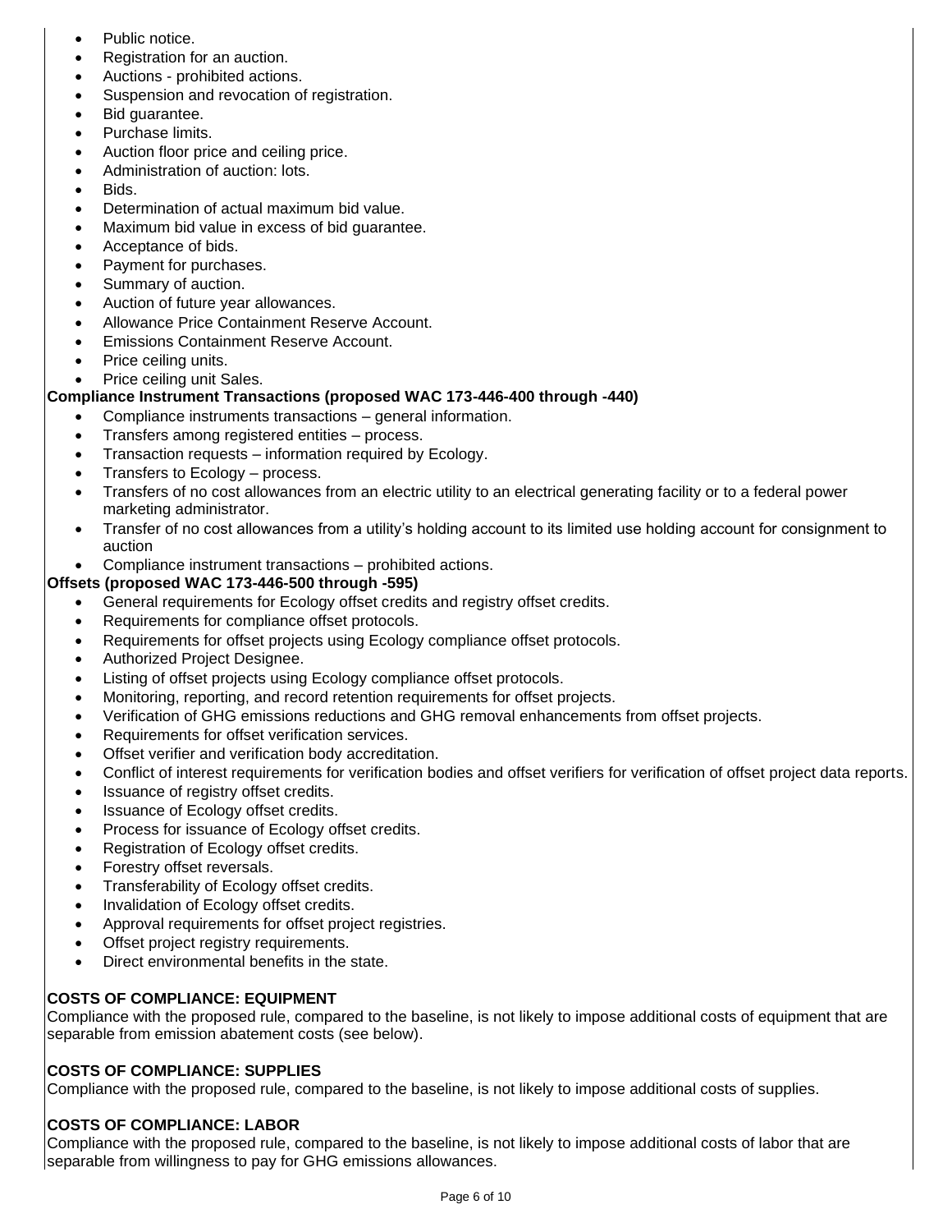- Public notice.
- Registration for an auction.
- Auctions - prohibited actions.
- Suspension and revocation of registration.
- Bid guarantee.
- Purchase limits.
- Auction floor price and ceiling price.
- Administration of auction: lots.
- Bids.
- Determination of actual maximum bid value.
- Maximum bid value in excess of bid guarantee.
- Acceptance of bids.
- Payment for purchases.
- Summary of auction.
- Auction of future year allowances.
- Allowance Price Containment Reserve Account.
- Emissions Containment Reserve Account.
- Price ceiling units.
- Price ceiling unit Sales.

**Compliance Instrument Transactions (proposed WAC 173-446-400 through -440)**

- Compliance instruments transactions – general information.
- Transfers among registered entities – process.
- Transaction requests – information required by Ecology.
- Transfers to Ecology – process.
- Transfers of no cost allowances from an electric utility to an electrical generating facility or to a federal power marketing administrator.
- Transfer of no cost allowances from a utility's holding account to its limited use holding account for consignment to auction
- Compliance instrument transactions – prohibited actions.

**Offsets (proposed WAC 173-446-500 through -595)**

- General requirements for Ecology offset credits and registry offset credits.
- Requirements for compliance offset protocols.
- Requirements for offset projects using Ecology compliance offset protocols.
- Authorized Project Designee.
- Listing of offset projects using Ecology compliance offset protocols.
- Monitoring, reporting, and record retention requirements for offset projects.
- Verification of GHG emissions reductions and GHG removal enhancements from offset projects.
- Requirements for offset verification services.
- Offset verifier and verification body accreditation.
- Conflict of interest requirements for verification bodies and offset verifiers for verification of offset project data reports.
- Issuance of registry offset credits.
- Issuance of Ecology offset credits.
- Process for issuance of Ecology offset credits.
- Registration of Ecology offset credits.
- Forestry offset reversals.
- Transferability of Ecology offset credits.
- Invalidation of Ecology offset credits.
- Approval requirements for offset project registries.
- Offset project registry requirements.
- Direct environmental benefits in the state.

**COSTS OF COMPLIANCE: EQUIPMENT**

Compliance with the proposed rule, compared to the baseline, is not likely to impose additional costs of equipment that are separable from emission abatement costs (see below).

**COSTS OF COMPLIANCE: SUPPLIES**

Compliance with the proposed rule, compared to the baseline, is not likely to impose additional costs of supplies.

**COSTS OF COMPLIANCE: LABOR**

Compliance with the proposed rule, compared to the baseline, is not likely to impose additional costs of labor that are separable from willingness to pay for GHG emissions allowances.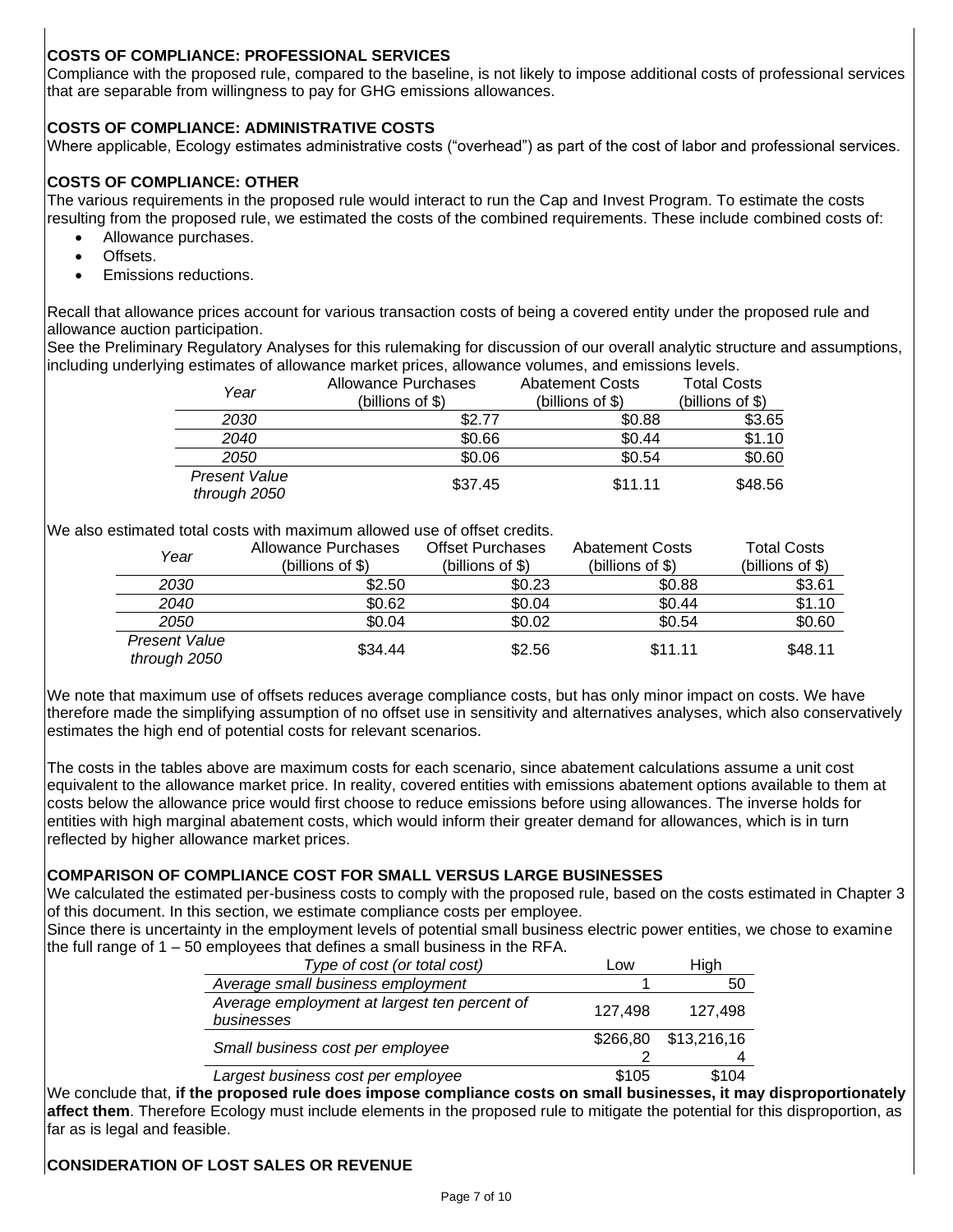**COSTS OF COMPLIANCE: PROFESSIONAL SERVICES**

Compliance with the proposed rule, compared to the baseline, is not likely to impose additional costs of professional services that are separable from willingness to pay for GHG emissions allowances.

**COSTS OF COMPLIANCE: ADMINISTRATIVE COSTS**

Where applicable, Ecology estimates administrative costs ("overhead") as part of the cost of labor and professional services.

**COSTS OF COMPLIANCE: OTHER**

The various requirements in the proposed rule would interact to run the Cap and Invest Program. To estimate the costs resulting from the proposed rule, we estimated the costs of the combined requirements. These include combined costs of:

- Allowance purchases.
- Offsets.
- Emissions reductions.

Recall that allowance prices account for various transaction costs of being a covered entity under the proposed rule and allowance auction participation.

See the Preliminary Regulatory Analyses for this rulemaking for discussion of our overall analytic structure and assumptions, including underlying estimates of allowance market prices, allowance volumes, and emissions levels.

| *Year* | Allowance Purchases (billions of $) | Abatement Costs (billions of $) | Total Costs (billions of $) |
|---|---|---|---|
| *2030* | $2.77 | $0.88 | $3.65 |
| *2040* | $0.66 | $0.44 | $1.10 |
| *2050* | $0.06 | $0.54 | $0.60 |
| *Present Value through 2050* | $37.45 | $11.11 | $48.56 |

We also estimated total costs with maximum allowed use of offset credits.

| *Year* | Allowance Purchases (billions of $) | Offset Purchases (billions of $) | Abatement Costs (billions of $) | Total Costs (billions of $) |
|---|---|---|---|---|
| *2030* | $2.50 | $0.23 | $0.88 | $3.61 |
| *2040* | $0.62 | $0.04 | $0.44 | $1.10 |
| *2050* | $0.04 | $0.02 | $0.54 | $0.60 |
| *Present Value through 2050* | $34.44 | $2.56 | $11.11 | $48.11 |

We note that maximum use of offsets reduces average compliance costs, but has only minor impact on costs. We have therefore made the simplifying assumption of no offset use in sensitivity and alternatives analyses, which also conservatively estimates the high end of potential costs for relevant scenarios.

The costs in the tables above are maximum costs for each scenario, since abatement calculations assume a unit cost equivalent to the allowance market price. In reality, covered entities with emissions abatement options available to them at costs below the allowance price would first choose to reduce emissions before using allowances. The inverse holds for entities with high marginal abatement costs, which would inform their greater demand for allowances, which is in turn reflected by higher allowance market prices.

**COMPARISON OF COMPLIANCE COST FOR SMALL VERSUS LARGE BUSINESSES**

We calculated the estimated per-business costs to comply with the proposed rule, based on the costs estimated in Chapter 3 of this document. In this section, we estimate compliance costs per employee.

Since there is uncertainty in the employment levels of potential small business electric power entities, we chose to examine the full range of 1 – 50 employees that defines a small business in the RFA.

| *Type of cost (or total cost)* | Low | High |
|---|---|---|
| *Average small business employment* | 1 | 50 |
| *Average employment at largest ten percent of businesses* | 127,498 | 127,498 |
| *Small business cost per employee* | $266,802 | $13,216,164 |
| *Largest business cost per employee* | $105 | $104 |

We conclude that, **if the proposed rule does impose compliance costs on small businesses, it may disproportionately affect them**. Therefore Ecology must include elements in the proposed rule to mitigate the potential for this disproportion, as far as is legal and feasible.

**CONSIDERATION OF LOST SALES OR REVENUE**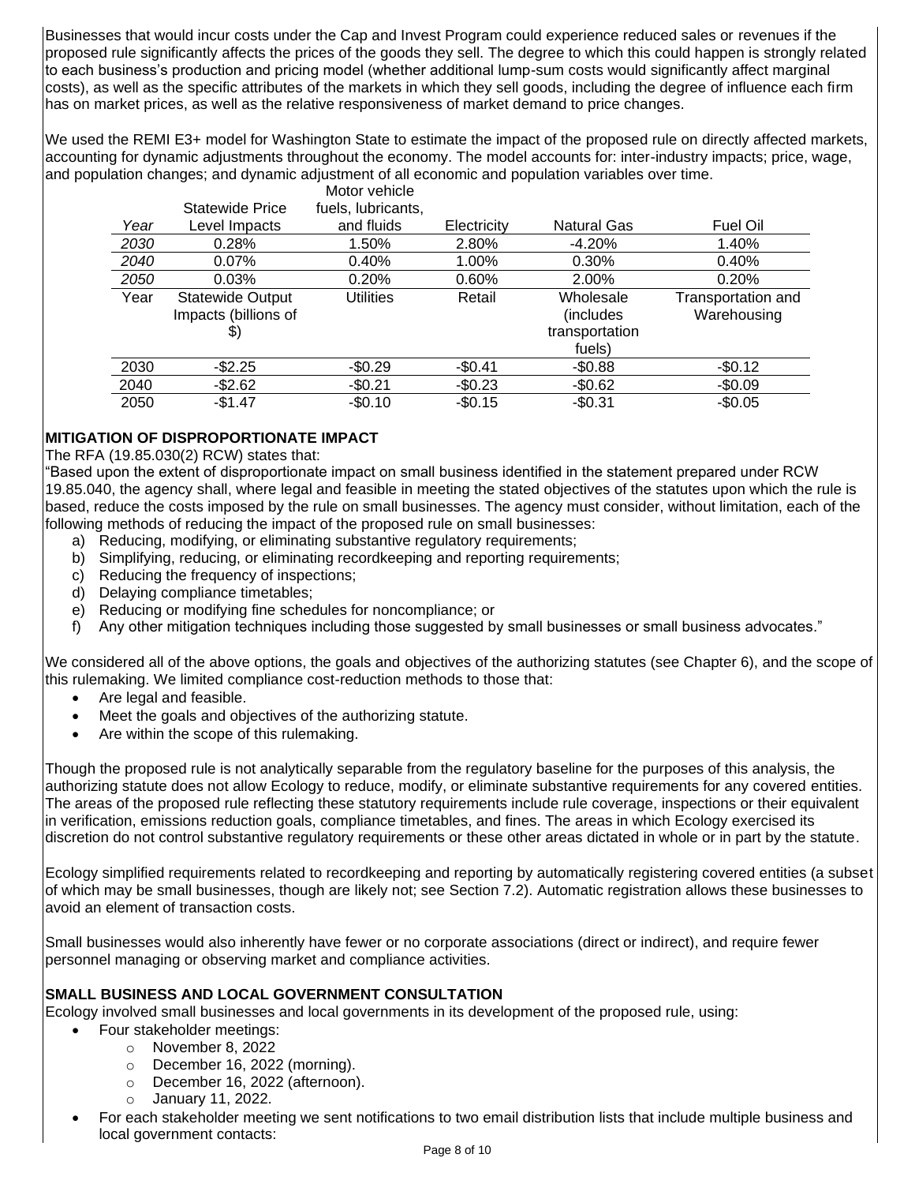Businesses that would incur costs under the Cap and Invest Program could experience reduced sales or revenues if the proposed rule significantly affects the prices of the goods they sell. The degree to which this could happen is strongly related to each business's production and pricing model (whether additional lump-sum costs would significantly affect marginal costs), as well as the specific attributes of the markets in which they sell goods, including the degree of influence each firm has on market prices, as well as the relative responsiveness of market demand to price changes.

We used the REMI E3+ model for Washington State to estimate the impact of the proposed rule on directly affected markets, accounting for dynamic adjustments throughout the economy. The model accounts for: inter-industry impacts; price, wage, and population changes; and dynamic adjustment of all economic and population variables over time.

| *Year* | Statewide Price Level Impacts | Motor vehicle fuels, lubricants, and fluids | Electricity | Natural Gas | Fuel Oil |
|---|---|---|---|---|---|
| *2030* | 0.28% | 1.50% | 2.80% | -4.20% | 1.40% |
| *2040* | 0.07% | 0.40% | 1.00% | 0.30% | 0.40% |
| *2050* | 0.03% | 0.20% | 0.60% | 2.00% | 0.20% |
| Year | Statewide Output Impacts (billions of $) | Utilities | Retail | Wholesale (includes transportation fuels) | Transportation and Warehousing |
| 2030 | -$2.25 | -$0.29 | -$0.41 | -$0.88 | -$0.12 |
| 2040 | -$2.62 | -$0.21 | -$0.23 | -$0.62 | -$0.09 |
| 2050 | -$1.47 | -$0.10 | -$0.15 | -$0.31 | -$0.05 |

**MITIGATION OF DISPROPORTIONATE IMPACT**

The RFA (19.85.030(2) RCW) states that:

"Based upon the extent of disproportionate impact on small business identified in the statement prepared under RCW 19.85.040, the agency shall, where legal and feasible in meeting the stated objectives of the statutes upon which the rule is based, reduce the costs imposed by the rule on small businesses. The agency must consider, without limitation, each of the following methods of reducing the impact of the proposed rule on small businesses:

a) Reducing, modifying, or eliminating substantive regulatory requirements;
b) Simplifying, reducing, or eliminating recordkeeping and reporting requirements;
c) Reducing the frequency of inspections;
d) Delaying compliance timetables;
e) Reducing or modifying fine schedules for noncompliance; or
f) Any other mitigation techniques including those suggested by small businesses or small business advocates."

We considered all of the above options, the goals and objectives of the authorizing statutes (see Chapter 6), and the scope of this rulemaking. We limited compliance cost-reduction methods to those that:

- Are legal and feasible.
- Meet the goals and objectives of the authorizing statute.
- Are within the scope of this rulemaking.

Though the proposed rule is not analytically separable from the regulatory baseline for the purposes of this analysis, the authorizing statute does not allow Ecology to reduce, modify, or eliminate substantive requirements for any covered entities. The areas of the proposed rule reflecting these statutory requirements include rule coverage, inspections or their equivalent in verification, emissions reduction goals, compliance timetables, and fines. The areas in which Ecology exercised its discretion do not control substantive regulatory requirements or these other areas dictated in whole or in part by the statute.

Ecology simplified requirements related to recordkeeping and reporting by automatically registering covered entities (a subset of which may be small businesses, though are likely not; see Section 7.2). Automatic registration allows these businesses to avoid an element of transaction costs.

Small businesses would also inherently have fewer or no corporate associations (direct or indirect), and require fewer personnel managing or observing market and compliance activities.

**SMALL BUSINESS AND LOCAL GOVERNMENT CONSULTATION**

Ecology involved small businesses and local governments in its development of the proposed rule, using:

- Four stakeholder meetings:
  - November 8, 2022
  - December 16, 2022 (morning).
  - December 16, 2022 (afternoon).
  - January 11, 2022.
- For each stakeholder meeting we sent notifications to two email distribution lists that include multiple business and local government contacts: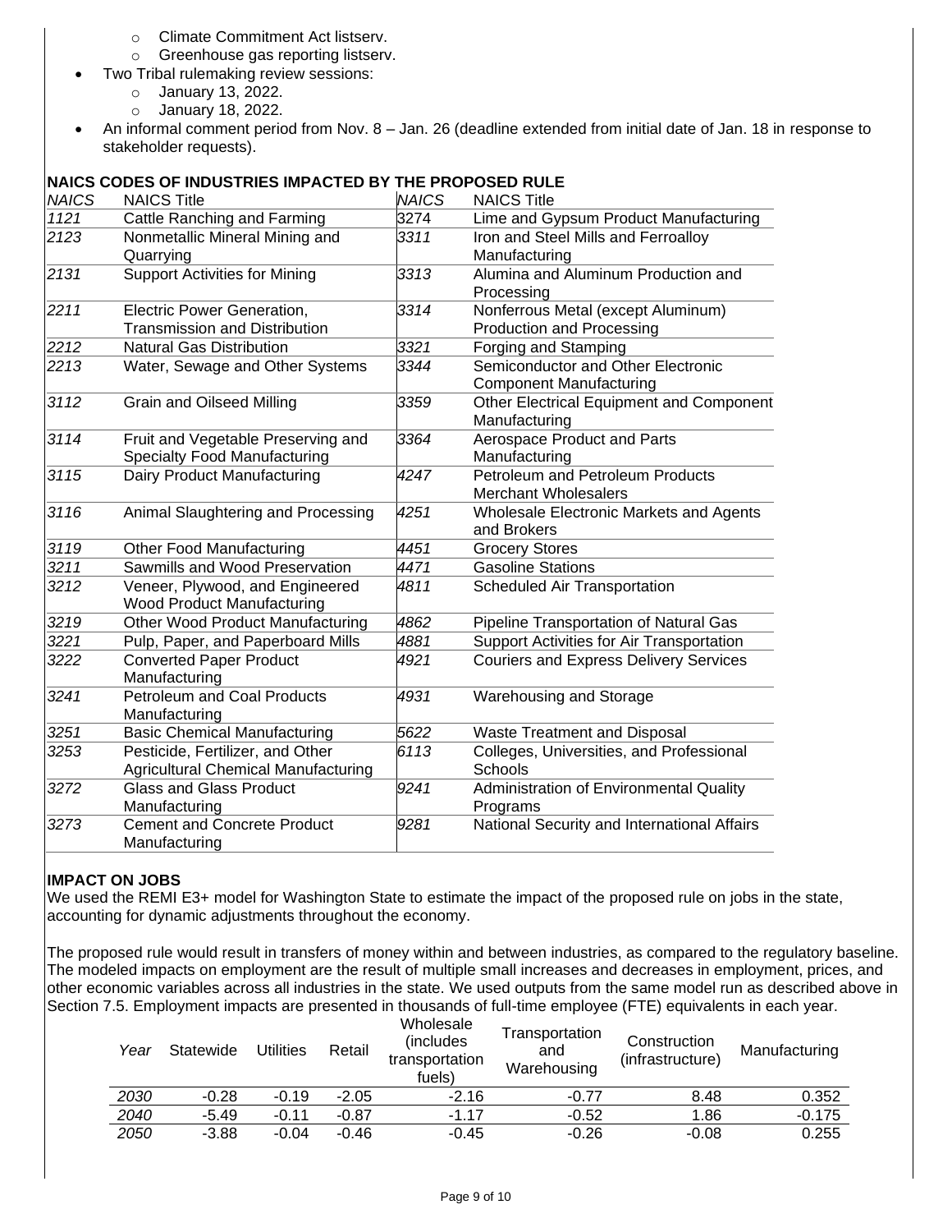- Climate Commitment Act listserv.
  - Greenhouse gas reporting listserv.
- Two Tribal rulemaking review sessions:
  - January 13, 2022.
  - January 18, 2022.
- An informal comment period from Nov. 8 – Jan. 26 (deadline extended from initial date of Jan. 18 in response to stakeholder requests).

**NAICS CODES OF INDUSTRIES IMPACTED BY THE PROPOSED RULE**

| *NAICS* | NAICS Title | *NAICS* | NAICS Title |
|---|---|---|---|
| *1121* | Cattle Ranching and Farming | 3274 | Lime and Gypsum Product Manufacturing |
| *2123* | Nonmetallic Mineral Mining and Quarrying | *3311* | Iron and Steel Mills and Ferroalloy Manufacturing |
| *2131* | Support Activities for Mining | *3313* | Alumina and Aluminum Production and Processing |
| *2211* | Electric Power Generation, Transmission and Distribution | *3314* | Nonferrous Metal (except Aluminum) Production and Processing |
| *2212* | Natural Gas Distribution | *3321* | Forging and Stamping |
| *2213* | Water, Sewage and Other Systems | *3344* | Semiconductor and Other Electronic Component Manufacturing |
| *3112* | Grain and Oilseed Milling | *3359* | Other Electrical Equipment and Component Manufacturing |
| *3114* | Fruit and Vegetable Preserving and Specialty Food Manufacturing | *3364* | Aerospace Product and Parts Manufacturing |
| *3115* | Dairy Product Manufacturing | *4247* | Petroleum and Petroleum Products Merchant Wholesalers |
| *3116* | Animal Slaughtering and Processing | *4251* | Wholesale Electronic Markets and Agents and Brokers |
| *3119* | Other Food Manufacturing | *4451* | Grocery Stores |
| *3211* | Sawmills and Wood Preservation | *4471* | Gasoline Stations |
| *3212* | Veneer, Plywood, and Engineered Wood Product Manufacturing | *4811* | Scheduled Air Transportation |
| *3219* | Other Wood Product Manufacturing | *4862* | Pipeline Transportation of Natural Gas |
| *3221* | Pulp, Paper, and Paperboard Mills | *4881* | Support Activities for Air Transportation |
| *3222* | Converted Paper Product Manufacturing | *4921* | Couriers and Express Delivery Services |
| *3241* | Petroleum and Coal Products Manufacturing | *4931* | Warehousing and Storage |
| *3251* | Basic Chemical Manufacturing | *5622* | Waste Treatment and Disposal |
| *3253* | Pesticide, Fertilizer, and Other Agricultural Chemical Manufacturing | *6113* | Colleges, Universities, and Professional Schools |
| *3272* | Glass and Glass Product Manufacturing | *9241* | Administration of Environmental Quality Programs |
| *3273* | Cement and Concrete Product Manufacturing | *9281* | National Security and International Affairs |

**IMPACT ON JOBS**

We used the REMI E3+ model for Washington State to estimate the impact of the proposed rule on jobs in the state, accounting for dynamic adjustments throughout the economy.

The proposed rule would result in transfers of money within and between industries, as compared to the regulatory baseline. The modeled impacts on employment are the result of multiple small increases and decreases in employment, prices, and other economic variables across all industries in the state. We used outputs from the same model run as described above in Section 7.5. Employment impacts are presented in thousands of full-time employee (FTE) equivalents in each year.

| *Year* | Statewide | Utilities | Retail | Wholesale (includes transportation fuels) | Transportation and Warehousing | Construction (infrastructure) | Manufacturing |
|---|---|---|---|---|---|---|---|
| *2030* | -0.28 | -0.19 | -2.05 | -2.16 | -0.77 | 8.48 | 0.352 |
| *2040* | -5.49 | -0.11 | -0.87 | -1.17 | -0.52 | 1.86 | -0.175 |
| *2050* | -3.88 | -0.04 | -0.46 | -0.45 | -0.26 | -0.08 | 0.255 |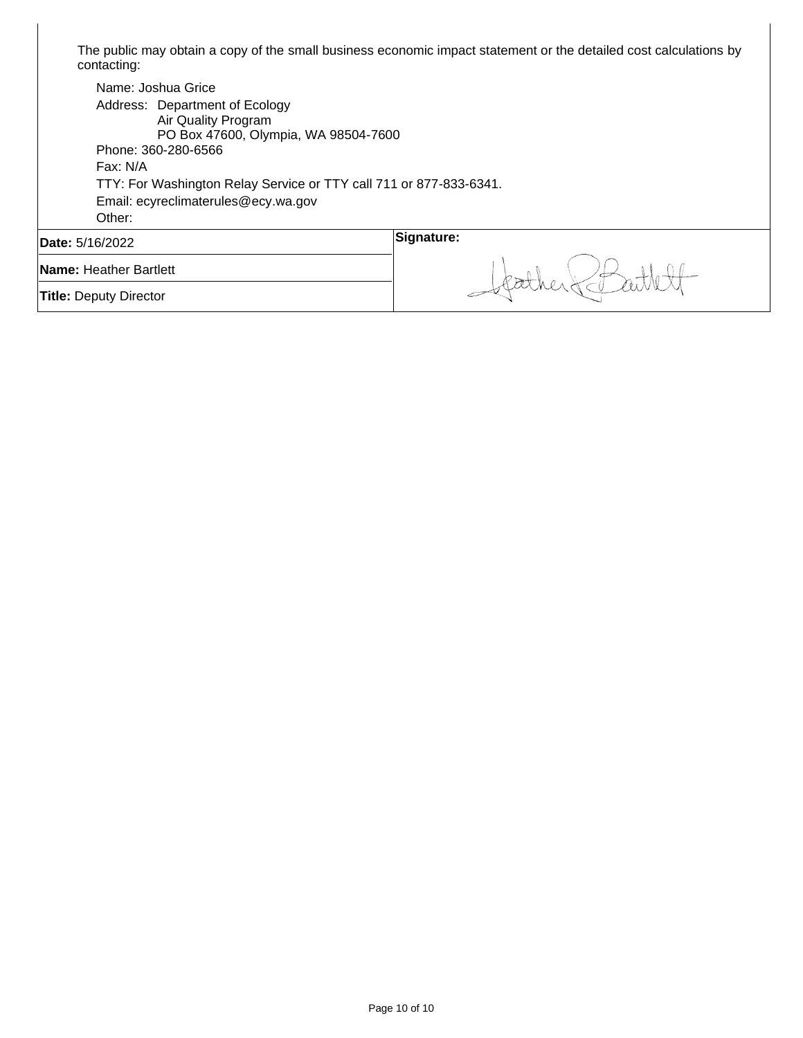The public may obtain a copy of the small business economic impact statement or the detailed cost calculations by contacting:

Name: Joshua Grice
Address: Department of Ecology
Air Quality Program
PO Box 47600, Olympia, WA 98504-7600
Phone: 360-280-6566
Fax: N/A
TTY: For Washington Relay Service or TTY call 711 or 877-833-6341.
Email: ecyreclimaterules@ecy.wa.gov
Other:

| | |
|---|---|
| **Date:** 5/16/2022 | **Signature:** |
| **Name:** Heather Bartlett | Heather R Bartlett |
| **Title:** Deputy Director | |